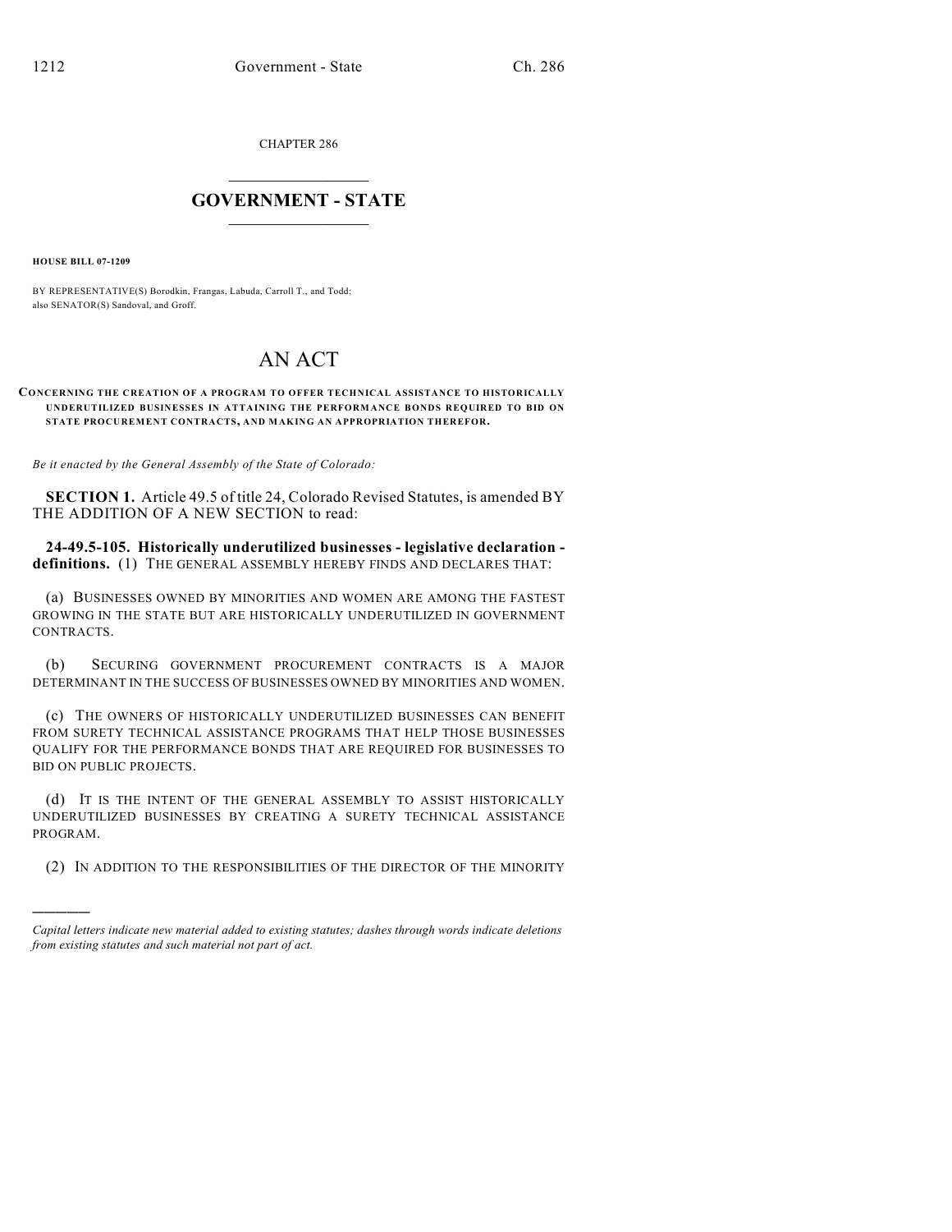CHAPTER 286

# GOVERNMENT - STATE

**HOUSE BILL 07-1209**

BY REPRESENTATIVE(S) Borodkin, Frangas, Labuda, Carroll T., and Todd;
also SENATOR(S) Sandoval, and Groff.

# AN ACT

**CONCERNING THE CREATION OF A PROGRAM TO OFFER TECHNICAL ASSISTANCE TO HISTORICALLY UNDERUTILIZED BUSINESSES IN ATTAINING THE PERFORMANCE BONDS REQUIRED TO BID ON STATE PROCUREMENT CONTRACTS, AND MAKING AN APPROPRIATION THEREFOR.**

*Be it enacted by the General Assembly of the State of Colorado:*

**SECTION 1.** Article 49.5 of title 24, Colorado Revised Statutes, is amended BY THE ADDITION OF A NEW SECTION to read:

**24-49.5-105. Historically underutilized businesses - legislative declaration - definitions.** (1) THE GENERAL ASSEMBLY HEREBY FINDS AND DECLARES THAT:

(a) BUSINESSES OWNED BY MINORITIES AND WOMEN ARE AMONG THE FASTEST GROWING IN THE STATE BUT ARE HISTORICALLY UNDERUTILIZED IN GOVERNMENT CONTRACTS.

(b) SECURING GOVERNMENT PROCUREMENT CONTRACTS IS A MAJOR DETERMINANT IN THE SUCCESS OF BUSINESSES OWNED BY MINORITIES AND WOMEN.

(c) THE OWNERS OF HISTORICALLY UNDERUTILIZED BUSINESSES CAN BENEFIT FROM SURETY TECHNICAL ASSISTANCE PROGRAMS THAT HELP THOSE BUSINESSES QUALIFY FOR THE PERFORMANCE BONDS THAT ARE REQUIRED FOR BUSINESSES TO BID ON PUBLIC PROJECTS.

(d) IT IS THE INTENT OF THE GENERAL ASSEMBLY TO ASSIST HISTORICALLY UNDERUTILIZED BUSINESSES BY CREATING A SURETY TECHNICAL ASSISTANCE PROGRAM.

(2) IN ADDITION TO THE RESPONSIBILITIES OF THE DIRECTOR OF THE MINORITY

---

*Capital letters indicate new material added to existing statutes; dashes through words indicate deletions from existing statutes and such material not part of act.*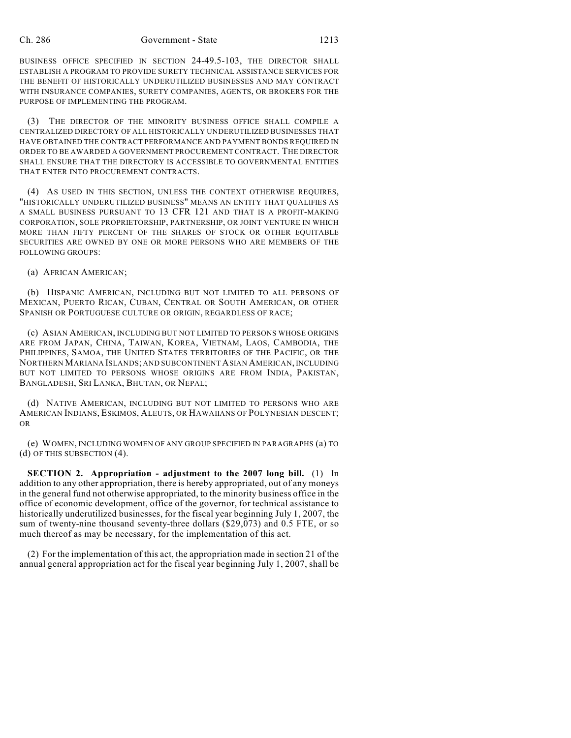BUSINESS OFFICE SPECIFIED IN SECTION 24-49.5-103, THE DIRECTOR SHALL ESTABLISH A PROGRAM TO PROVIDE SURETY TECHNICAL ASSISTANCE SERVICES FOR THE BENEFIT OF HISTORICALLY UNDERUTILIZED BUSINESSES AND MAY CONTRACT WITH INSURANCE COMPANIES, SURETY COMPANIES, AGENTS, OR BROKERS FOR THE PURPOSE OF IMPLEMENTING THE PROGRAM.

(3) THE DIRECTOR OF THE MINORITY BUSINESS OFFICE SHALL COMPILE A CENTRALIZED DIRECTORY OF ALL HISTORICALLY UNDERUTILIZED BUSINESSES THAT HAVE OBTAINED THE CONTRACT PERFORMANCE AND PAYMENT BONDS REQUIRED IN ORDER TO BE AWARDED A GOVERNMENT PROCUREMENT CONTRACT. THE DIRECTOR SHALL ENSURE THAT THE DIRECTORY IS ACCESSIBLE TO GOVERNMENTAL ENTITIES THAT ENTER INTO PROCUREMENT CONTRACTS.

(4) AS USED IN THIS SECTION, UNLESS THE CONTEXT OTHERWISE REQUIRES, "HISTORICALLY UNDERUTILIZED BUSINESS" MEANS AN ENTITY THAT QUALIFIES AS A SMALL BUSINESS PURSUANT TO 13 CFR 121 AND THAT IS A PROFIT-MAKING CORPORATION, SOLE PROPRIETORSHIP, PARTNERSHIP, OR JOINT VENTURE IN WHICH MORE THAN FIFTY PERCENT OF THE SHARES OF STOCK OR OTHER EQUITABLE SECURITIES ARE OWNED BY ONE OR MORE PERSONS WHO ARE MEMBERS OF THE FOLLOWING GROUPS:

(a) AFRICAN AMERICAN;

(b) HISPANIC AMERICAN, INCLUDING BUT NOT LIMITED TO ALL PERSONS OF MEXICAN, PUERTO RICAN, CUBAN, CENTRAL OR SOUTH AMERICAN, OR OTHER SPANISH OR PORTUGUESE CULTURE OR ORIGIN, REGARDLESS OF RACE;

(c) ASIAN AMERICAN, INCLUDING BUT NOT LIMITED TO PERSONS WHOSE ORIGINS ARE FROM JAPAN, CHINA, TAIWAN, KOREA, VIETNAM, LAOS, CAMBODIA, THE PHILIPPINES, SAMOA, THE UNITED STATES TERRITORIES OF THE PACIFIC, OR THE NORTHERN MARIANA ISLANDS; AND SUBCONTINENT ASIAN AMERICAN, INCLUDING BUT NOT LIMITED TO PERSONS WHOSE ORIGINS ARE FROM INDIA, PAKISTAN, BANGLADESH, SRI LANKA, BHUTAN, OR NEPAL;

(d) NATIVE AMERICAN, INCLUDING BUT NOT LIMITED TO PERSONS WHO ARE AMERICAN INDIANS, ESKIMOS, ALEUTS, OR HAWAIIANS OF POLYNESIAN DESCENT; OR

(e) WOMEN, INCLUDING WOMEN OF ANY GROUP SPECIFIED IN PARAGRAPHS (a) TO (d) OF THIS SUBSECTION (4).

**SECTION 2. Appropriation - adjustment to the 2007 long bill.** (1) In addition to any other appropriation, there is hereby appropriated, out of any moneys in the general fund not otherwise appropriated, to the minority business office in the office of economic development, office of the governor, for technical assistance to historically underutilized businesses, for the fiscal year beginning July 1, 2007, the sum of twenty-nine thousand seventy-three dollars ($29,073) and 0.5 FTE, or so much thereof as may be necessary, for the implementation of this act.

(2) For the implementation of this act, the appropriation made in section 21 of the annual general appropriation act for the fiscal year beginning July 1, 2007, shall be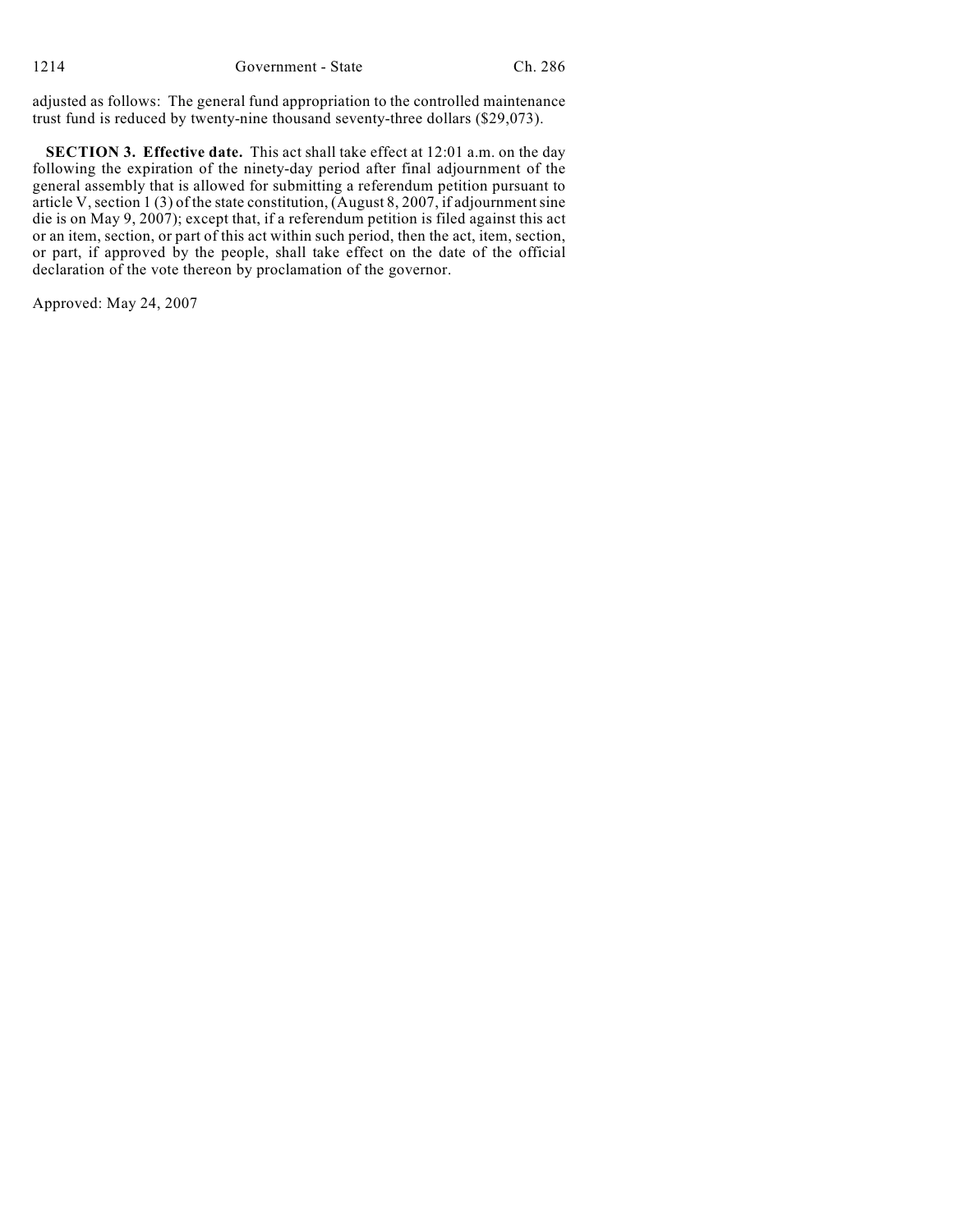adjusted as follows: The general fund appropriation to the controlled maintenance trust fund is reduced by twenty-nine thousand seventy-three dollars ($29,073).

**SECTION 3. Effective date.** This act shall take effect at 12:01 a.m. on the day following the expiration of the ninety-day period after final adjournment of the general assembly that is allowed for submitting a referendum petition pursuant to article V, section 1 (3) of the state constitution, (August 8, 2007, if adjournment sine die is on May 9, 2007); except that, if a referendum petition is filed against this act or an item, section, or part of this act within such period, then the act, item, section, or part, if approved by the people, shall take effect on the date of the official declaration of the vote thereon by proclamation of the governor.

Approved: May 24, 2007